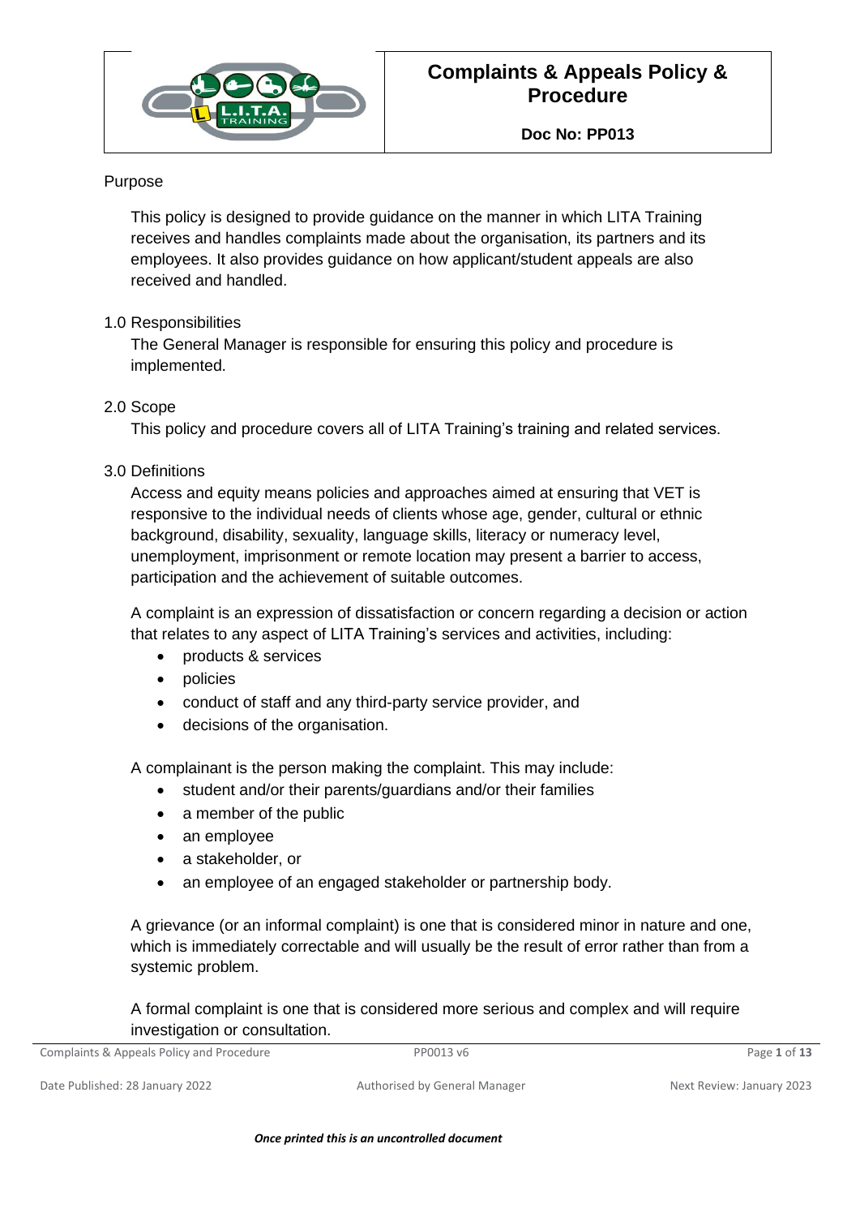# Complaints & Appeals Policy & Procedure

**Doc No: PP013**

## Purpose

This policy is designed to provide guidance on the manner in which LITA Training receives and handles complaints made about the organisation, its partners and its employees. It also provides guidance on how applicant/student appeals are also received and handled.

## 1.0 Responsibilities

The General Manager is responsible for ensuring this policy and procedure is implemented.

## 2.0 Scope

This policy and procedure covers all of LITA Training's training and related services.

## 3.0 Definitions

Access and equity means policies and approaches aimed at ensuring that VET is responsive to the individual needs of clients whose age, gender, cultural or ethnic background, disability, sexuality, language skills, literacy or numeracy level, unemployment, imprisonment or remote location may present a barrier to access, participation and the achievement of suitable outcomes.

A complaint is an expression of dissatisfaction or concern regarding a decision or action that relates to any aspect of LITA Training's services and activities, including:

- products & services
- policies
- conduct of staff and any third-party service provider, and
- decisions of the organisation.

A complainant is the person making the complaint. This may include:

- student and/or their parents/guardians and/or their families
- a member of the public
- an employee
- a stakeholder, or
- an employee of an engaged stakeholder or partnership body.

A grievance (or an informal complaint) is one that is considered minor in nature and one, which is immediately correctable and will usually be the result of error rather than from a systemic problem.

A formal complaint is one that is considered more serious and complex and will require investigation or consultation.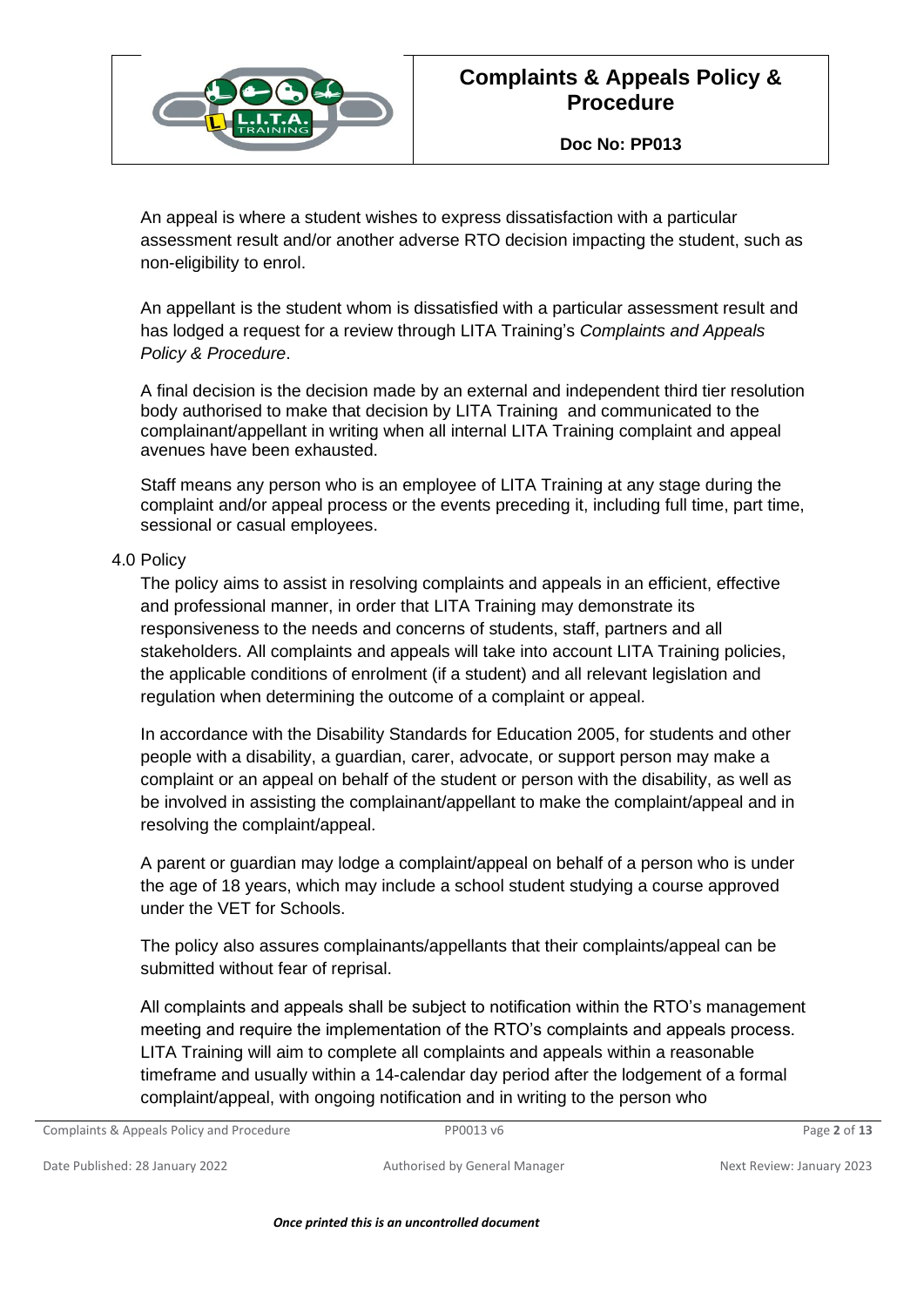An appeal is where a student wishes to express dissatisfaction with a particular assessment result and/or another adverse RTO decision impacting the student, such as non-eligibility to enrol.

An appellant is the student whom is dissatisfied with a particular assessment result and has lodged a request for a review through LITA Training's *Complaints and Appeals Policy & Procedure*.

A final decision is the decision made by an external and independent third tier resolution body authorised to make that decision by LITA Training and communicated to the complainant/appellant in writing when all internal LITA Training complaint and appeal avenues have been exhausted.

Staff means any person who is an employee of LITA Training at any stage during the complaint and/or appeal process or the events preceding it, including full time, part time, sessional or casual employees.

## 4.0 Policy

The policy aims to assist in resolving complaints and appeals in an efficient, effective and professional manner, in order that LITA Training may demonstrate its responsiveness to the needs and concerns of students, staff, partners and all stakeholders. All complaints and appeals will take into account LITA Training policies, the applicable conditions of enrolment (if a student) and all relevant legislation and regulation when determining the outcome of a complaint or appeal.

In accordance with the Disability Standards for Education 2005, for students and other people with a disability, a guardian, carer, advocate, or support person may make a complaint or an appeal on behalf of the student or person with the disability, as well as be involved in assisting the complainant/appellant to make the complaint/appeal and in resolving the complaint/appeal.

A parent or guardian may lodge a complaint/appeal on behalf of a person who is under the age of 18 years, which may include a school student studying a course approved under the VET for Schools.

The policy also assures complainants/appellants that their complaints/appeal can be submitted without fear of reprisal.

All complaints and appeals shall be subject to notification within the RTO's management meeting and require the implementation of the RTO's complaints and appeals process. LITA Training will aim to complete all complaints and appeals within a reasonable timeframe and usually within a 14-calendar day period after the lodgement of a formal complaint/appeal, with ongoing notification and in writing to the person who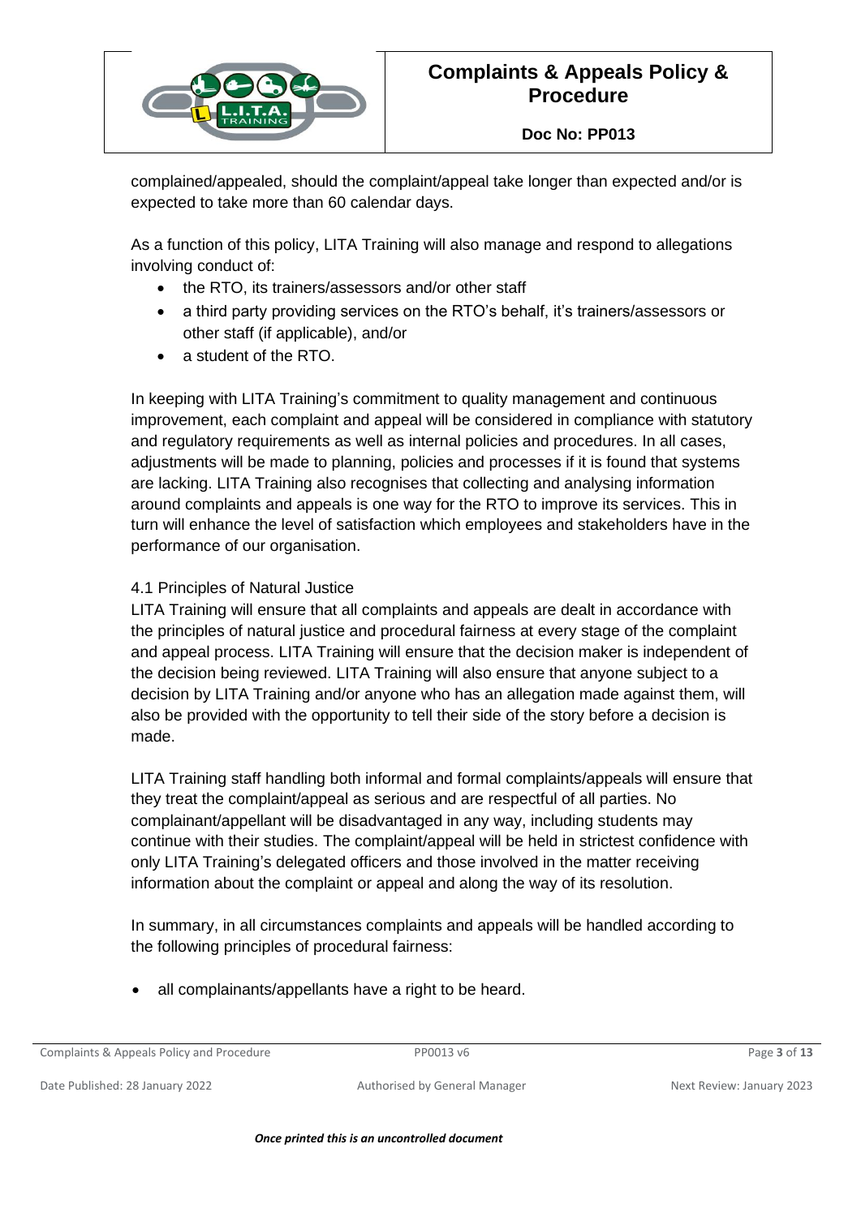complained/appealed, should the complaint/appeal take longer than expected and/or is expected to take more than 60 calendar days.

As a function of this policy, LITA Training will also manage and respond to allegations involving conduct of:

- the RTO, its trainers/assessors and/or other staff
- a third party providing services on the RTO's behalf, it's trainers/assessors or other staff (if applicable), and/or
- a student of the RTO.

In keeping with LITA Training's commitment to quality management and continuous improvement, each complaint and appeal will be considered in compliance with statutory and regulatory requirements as well as internal policies and procedures. In all cases, adjustments will be made to planning, policies and processes if it is found that systems are lacking. LITA Training also recognises that collecting and analysing information around complaints and appeals is one way for the RTO to improve its services. This in turn will enhance the level of satisfaction which employees and stakeholders have in the performance of our organisation.

### 4.1 Principles of Natural Justice

LITA Training will ensure that all complaints and appeals are dealt in accordance with the principles of natural justice and procedural fairness at every stage of the complaint and appeal process. LITA Training will ensure that the decision maker is independent of the decision being reviewed. LITA Training will also ensure that anyone subject to a decision by LITA Training and/or anyone who has an allegation made against them, will also be provided with the opportunity to tell their side of the story before a decision is made.

LITA Training staff handling both informal and formal complaints/appeals will ensure that they treat the complaint/appeal as serious and are respectful of all parties. No complainant/appellant will be disadvantaged in any way, including students may continue with their studies. The complaint/appeal will be held in strictest confidence with only LITA Training's delegated officers and those involved in the matter receiving information about the complaint or appeal and along the way of its resolution.

In summary, in all circumstances complaints and appeals will be handled according to the following principles of procedural fairness:

- all complainants/appellants have a right to be heard.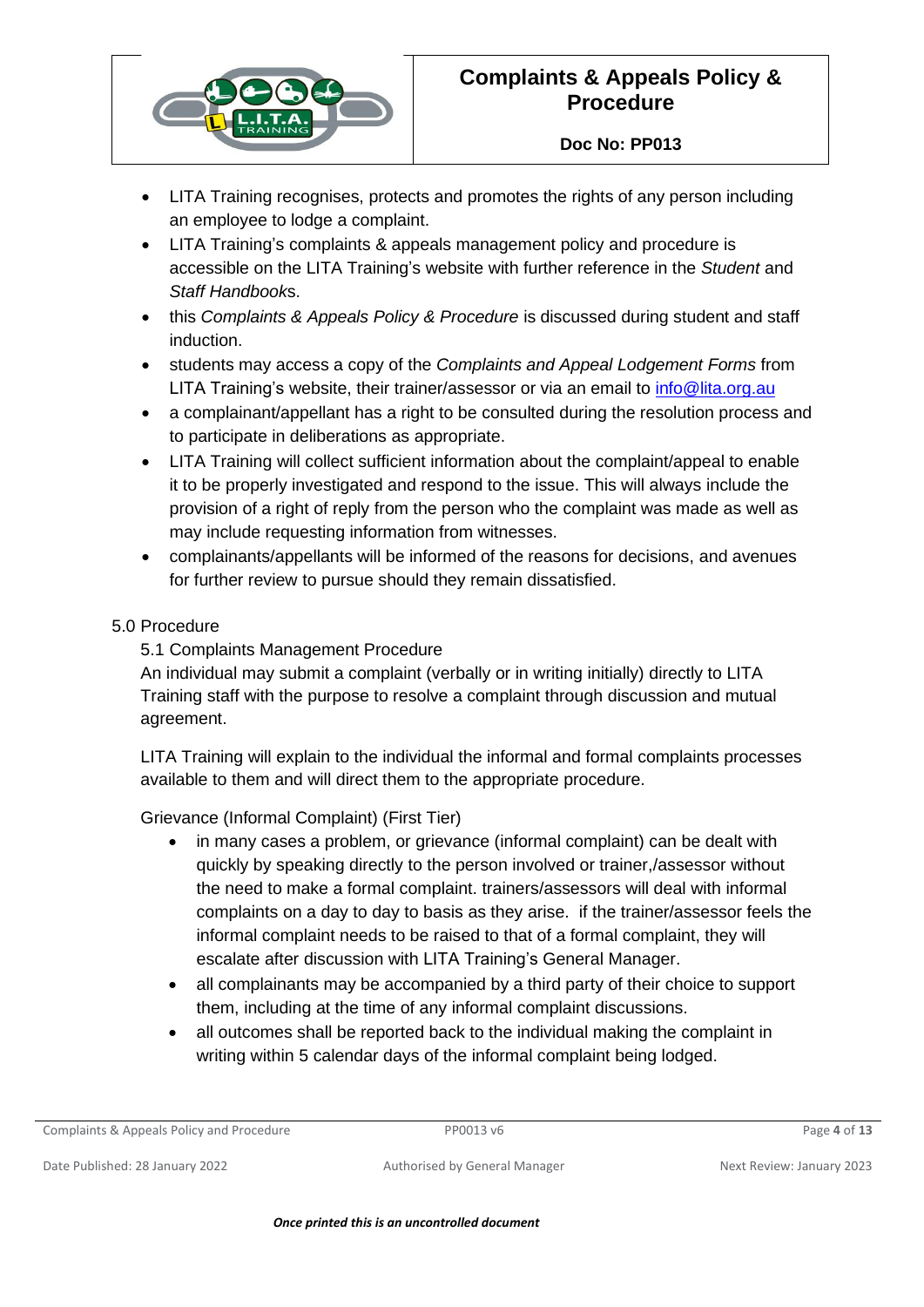- LITA Training recognises, protects and promotes the rights of any person including an employee to lodge a complaint.
- LITA Training's complaints & appeals management policy and procedure is accessible on the LITA Training's website with further reference in the *Student* and *Staff Handbooks*.
- this *Complaints & Appeals Policy & Procedure* is discussed during student and staff induction.
- students may access a copy of the *Complaints and Appeal Lodgement Forms* from LITA Training's website, their trainer/assessor or via an email to [info@lita.org.au](mailto:info@lita.org.au)
- a complainant/appellant has a right to be consulted during the resolution process and to participate in deliberations as appropriate.
- LITA Training will collect sufficient information about the complaint/appeal to enable it to be properly investigated and respond to the issue. This will always include the provision of a right of reply from the person who the complaint was made as well as may include requesting information from witnesses.
- complainants/appellants will be informed of the reasons for decisions, and avenues for further review to pursue should they remain dissatisfied.

## 5.0 Procedure

### 5.1 Complaints Management Procedure

An individual may submit a complaint (verbally or in writing initially) directly to LITA Training staff with the purpose to resolve a complaint through discussion and mutual agreement.

LITA Training will explain to the individual the informal and formal complaints processes available to them and will direct them to the appropriate procedure.

Grievance (Informal Complaint) (First Tier)

- in many cases a problem, or grievance (informal complaint) can be dealt with quickly by speaking directly to the person involved or trainer,/assessor without the need to make a formal complaint. trainers/assessors will deal with informal complaints on a day to day to basis as they arise. if the trainer/assessor feels the informal complaint needs to be raised to that of a formal complaint, they will escalate after discussion with LITA Training's General Manager.
- all complainants may be accompanied by a third party of their choice to support them, including at the time of any informal complaint discussions.
- all outcomes shall be reported back to the individual making the complaint in writing within 5 calendar days of the informal complaint being lodged.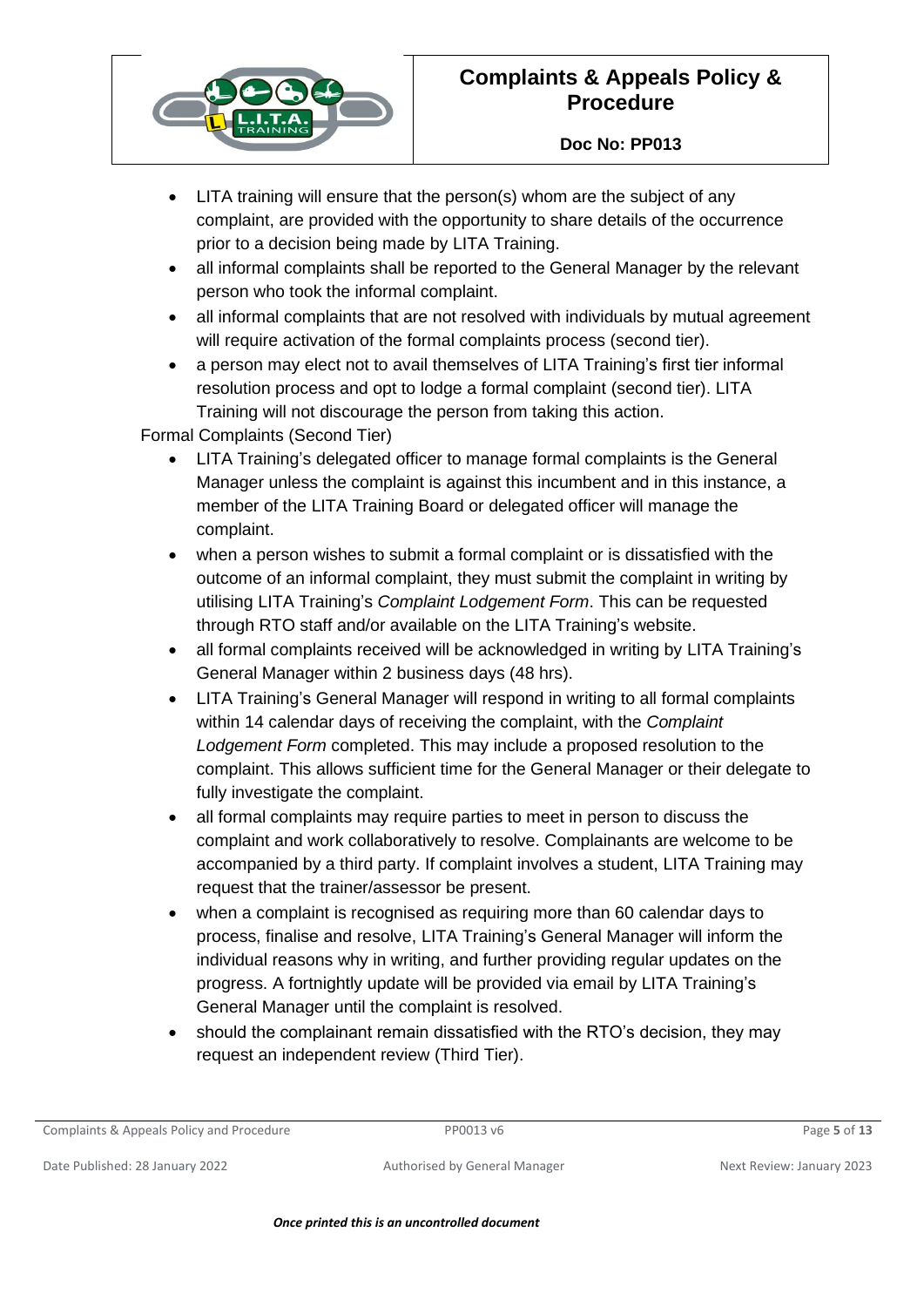- LITA training will ensure that the person(s) whom are the subject of any complaint, are provided with the opportunity to share details of the occurrence prior to a decision being made by LITA Training.
- all informal complaints shall be reported to the General Manager by the relevant person who took the informal complaint.
- all informal complaints that are not resolved with individuals by mutual agreement will require activation of the formal complaints process (second tier).
- a person may elect not to avail themselves of LITA Training's first tier informal resolution process and opt to lodge a formal complaint (second tier). LITA Training will not discourage the person from taking this action.

Formal Complaints (Second Tier)

- LITA Training's delegated officer to manage formal complaints is the General Manager unless the complaint is against this incumbent and in this instance, a member of the LITA Training Board or delegated officer will manage the complaint.
- when a person wishes to submit a formal complaint or is dissatisfied with the outcome of an informal complaint, they must submit the complaint in writing by utilising LITA Training's *Complaint Lodgement Form*. This can be requested through RTO staff and/or available on the LITA Training's website.
- all formal complaints received will be acknowledged in writing by LITA Training's General Manager within 2 business days (48 hrs).
- LITA Training's General Manager will respond in writing to all formal complaints within 14 calendar days of receiving the complaint, with the *Complaint Lodgement Form* completed. This may include a proposed resolution to the complaint. This allows sufficient time for the General Manager or their delegate to fully investigate the complaint.
- all formal complaints may require parties to meet in person to discuss the complaint and work collaboratively to resolve. Complainants are welcome to be accompanied by a third party. If complaint involves a student, LITA Training may request that the trainer/assessor be present.
- when a complaint is recognised as requiring more than 60 calendar days to process, finalise and resolve, LITA Training's General Manager will inform the individual reasons why in writing, and further providing regular updates on the progress. A fortnightly update will be provided via email by LITA Training's General Manager until the complaint is resolved.
- should the complainant remain dissatisfied with the RTO's decision, they may request an independent review (Third Tier).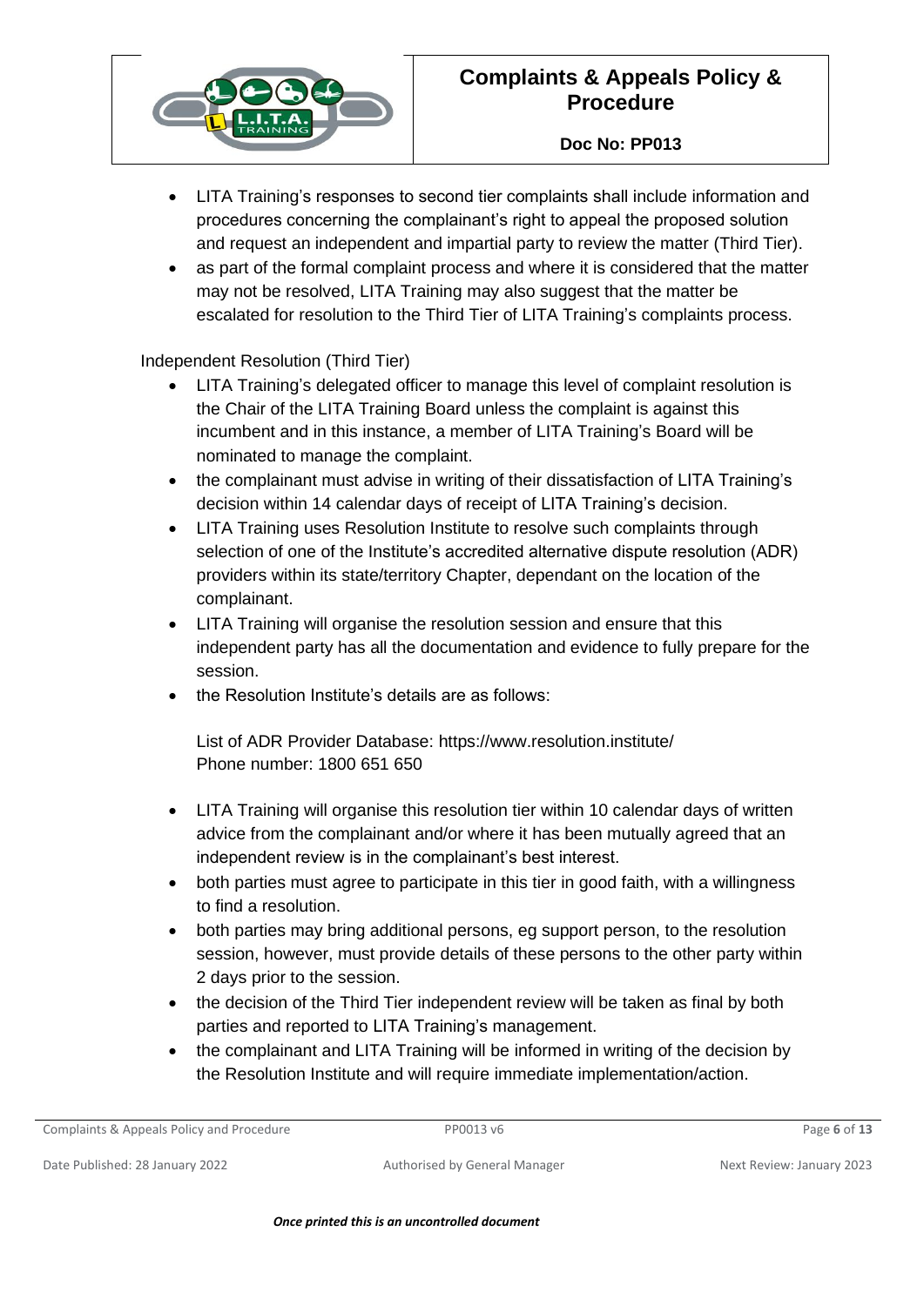- LITA Training's responses to second tier complaints shall include information and procedures concerning the complainant's right to appeal the proposed solution and request an independent and impartial party to review the matter (Third Tier).
- as part of the formal complaint process and where it is considered that the matter may not be resolved, LITA Training may also suggest that the matter be escalated for resolution to the Third Tier of LITA Training's complaints process.

Independent Resolution (Third Tier)

- LITA Training's delegated officer to manage this level of complaint resolution is the Chair of the LITA Training Board unless the complaint is against this incumbent and in this instance, a member of LITA Training's Board will be nominated to manage the complaint.
- the complainant must advise in writing of their dissatisfaction of LITA Training's decision within 14 calendar days of receipt of LITA Training's decision.
- LITA Training uses Resolution Institute to resolve such complaints through selection of one of the Institute's accredited alternative dispute resolution (ADR) providers within its state/territory Chapter, dependant on the location of the complainant.
- LITA Training will organise the resolution session and ensure that this independent party has all the documentation and evidence to fully prepare for the session.
- the Resolution Institute's details are as follows:

  List of ADR Provider Database: https://www.resolution.institute/
  Phone number: 1800 651 650

- LITA Training will organise this resolution tier within 10 calendar days of written advice from the complainant and/or where it has been mutually agreed that an independent review is in the complainant's best interest.
- both parties must agree to participate in this tier in good faith, with a willingness to find a resolution.
- both parties may bring additional persons, eg support person, to the resolution session, however, must provide details of these persons to the other party within 2 days prior to the session.
- the decision of the Third Tier independent review will be taken as final by both parties and reported to LITA Training's management.
- the complainant and LITA Training will be informed in writing of the decision by the Resolution Institute and will require immediate implementation/action.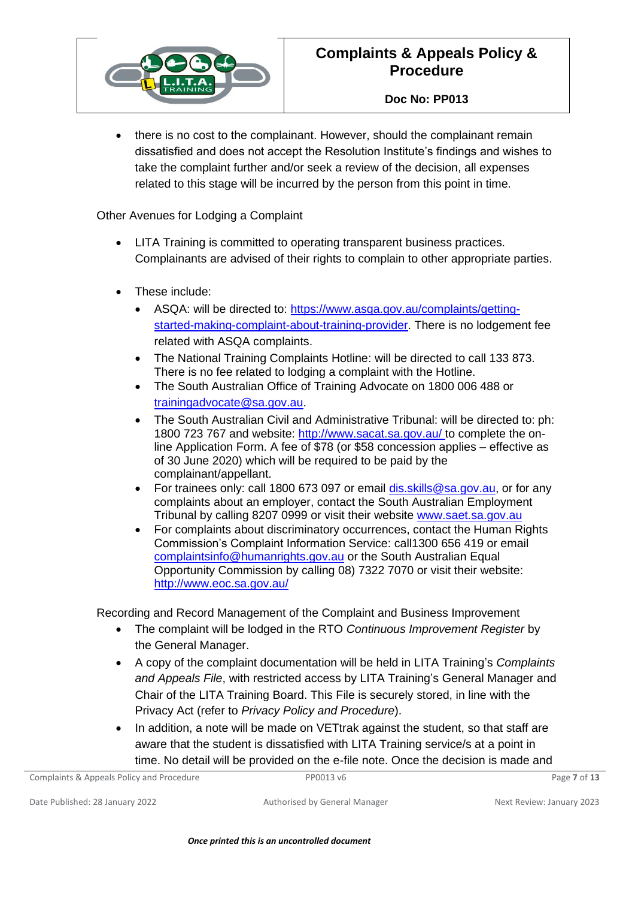- there is no cost to the complainant. However, should the complainant remain dissatisfied and does not accept the Resolution Institute's findings and wishes to take the complaint further and/or seek a review of the decision, all expenses related to this stage will be incurred by the person from this point in time.

Other Avenues for Lodging a Complaint

- LITA Training is committed to operating transparent business practices. Complainants are advised of their rights to complain to other appropriate parties.

- These include:
  - ASQA: will be directed to: https://www.asqa.gov.au/complaints/getting-started-making-complaint-about-training-provider. There is no lodgement fee related with ASQA complaints.
  - The National Training Complaints Hotline: will be directed to call 133 873. There is no fee related to lodging a complaint with the Hotline.
  - The South Australian Office of Training Advocate on 1800 006 488 or trainingadvocate@sa.gov.au.
  - The South Australian Civil and Administrative Tribunal: will be directed to: ph: 1800 723 767 and website: http://www.sacat.sa.gov.au/ to complete the on-line Application Form. A fee of $78 (or $58 concession applies – effective as of 30 June 2020) which will be required to be paid by the complainant/appellant.
  - For trainees only: call 1800 673 097 or email dis.skills@sa.gov.au, or for any complaints about an employer, contact the South Australian Employment Tribunal by calling 8207 0999 or visit their website www.saet.sa.gov.au
  - For complaints about discriminatory occurrences, contact the Human Rights Commission's Complaint Information Service: call1300 656 419 or email complaintsinfo@humanrights.gov.au or the South Australian Equal Opportunity Commission by calling 08) 7322 7070 or visit their website: http://www.eoc.sa.gov.au/

Recording and Record Management of the Complaint and Business Improvement

- The complaint will be lodged in the RTO *Continuous Improvement Register* by the General Manager.
- A copy of the complaint documentation will be held in LITA Training's *Complaints and Appeals File*, with restricted access by LITA Training's General Manager and Chair of the LITA Training Board. This File is securely stored, in line with the Privacy Act (refer to *Privacy Policy and Procedure*).
- In addition, a note will be made on VETtrak against the student, so that staff are aware that the student is dissatisfied with LITA Training service/s at a point in time. No detail will be provided on the e-file note. Once the decision is made and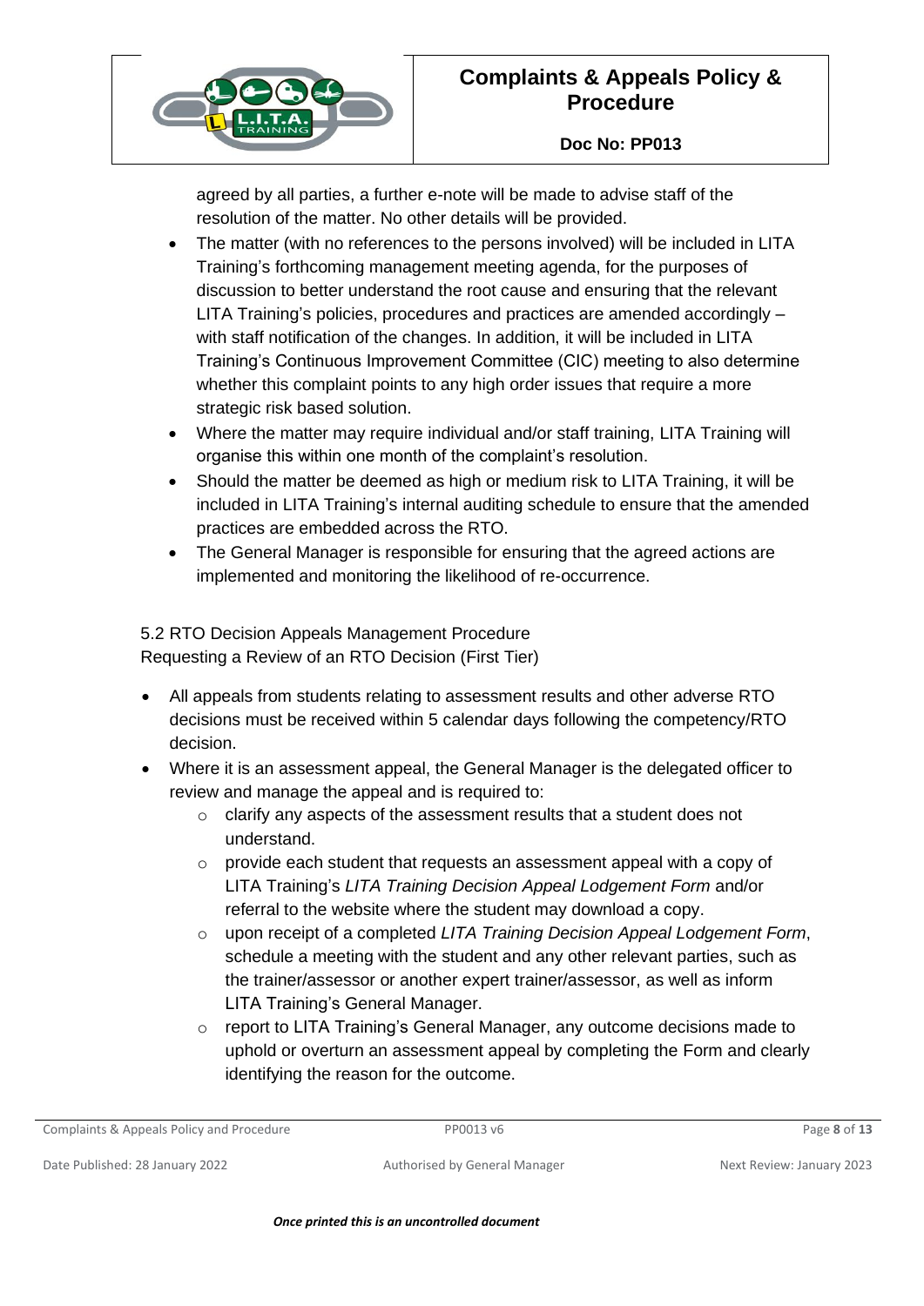agreed by all parties, a further e-note will be made to advise staff of the resolution of the matter. No other details will be provided.

- The matter (with no references to the persons involved) will be included in LITA Training's forthcoming management meeting agenda, for the purposes of discussion to better understand the root cause and ensuring that the relevant LITA Training's policies, procedures and practices are amended accordingly – with staff notification of the changes. In addition, it will be included in LITA Training's Continuous Improvement Committee (CIC) meeting to also determine whether this complaint points to any high order issues that require a more strategic risk based solution.
- Where the matter may require individual and/or staff training, LITA Training will organise this within one month of the complaint's resolution.
- Should the matter be deemed as high or medium risk to LITA Training, it will be included in LITA Training's internal auditing schedule to ensure that the amended practices are embedded across the RTO.
- The General Manager is responsible for ensuring that the agreed actions are implemented and monitoring the likelihood of re-occurrence.

5.2 RTO Decision Appeals Management Procedure
Requesting a Review of an RTO Decision (First Tier)

- All appeals from students relating to assessment results and other adverse RTO decisions must be received within 5 calendar days following the competency/RTO decision.
- Where it is an assessment appeal, the General Manager is the delegated officer to review and manage the appeal and is required to:
  - clarify any aspects of the assessment results that a student does not understand.
  - provide each student that requests an assessment appeal with a copy of LITA Training's *LITA Training Decision Appeal Lodgement Form* and/or referral to the website where the student may download a copy.
  - upon receipt of a completed *LITA Training Decision Appeal Lodgement Form*, schedule a meeting with the student and any other relevant parties, such as the trainer/assessor or another expert trainer/assessor, as well as inform LITA Training's General Manager.
  - report to LITA Training's General Manager, any outcome decisions made to uphold or overturn an assessment appeal by completing the Form and clearly identifying the reason for the outcome.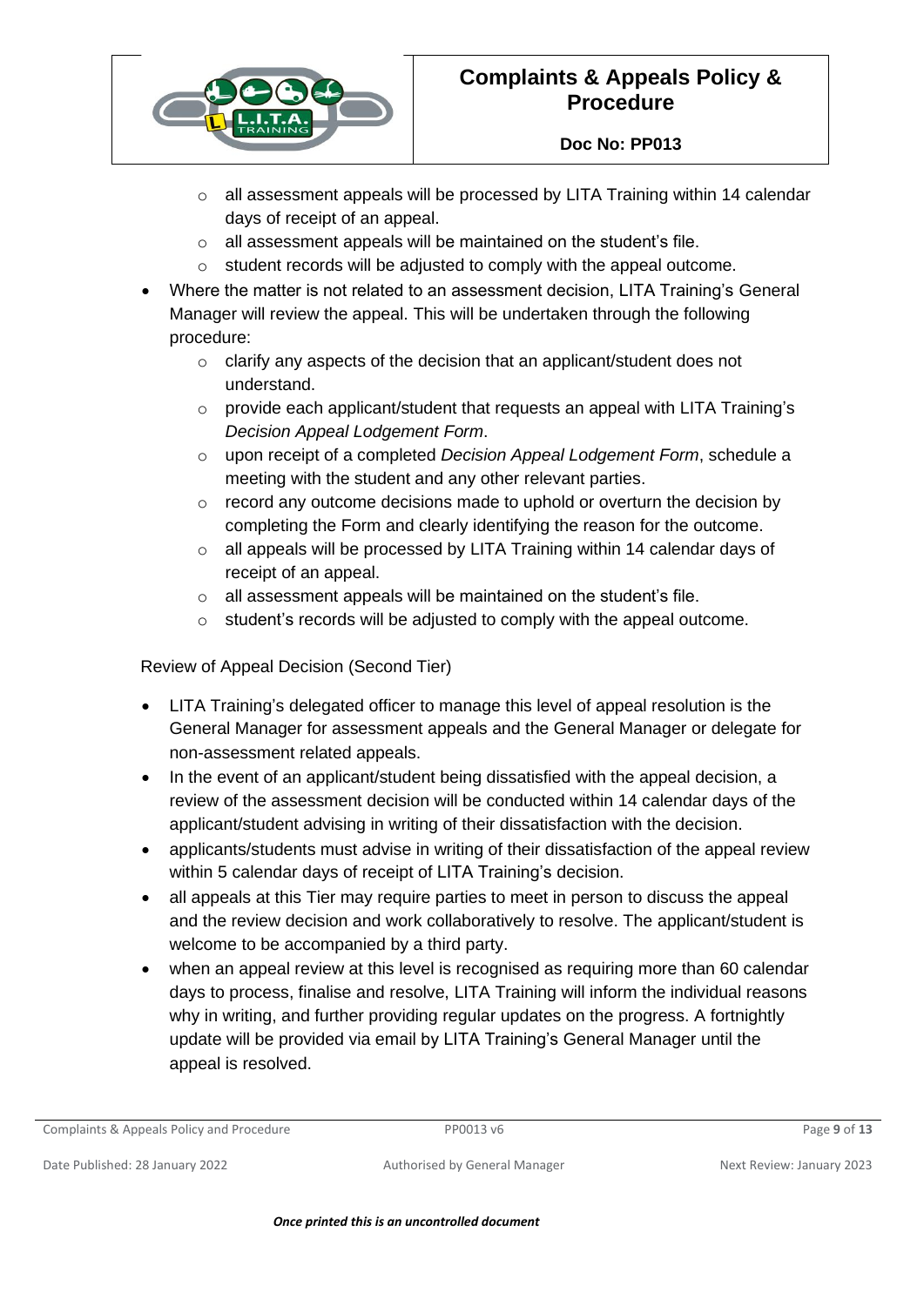- all assessment appeals will be processed by LITA Training within 14 calendar days of receipt of an appeal.
  - all assessment appeals will be maintained on the student's file.
  - student records will be adjusted to comply with the appeal outcome.
- Where the matter is not related to an assessment decision, LITA Training's General Manager will review the appeal. This will be undertaken through the following procedure:
  - clarify any aspects of the decision that an applicant/student does not understand.
  - provide each applicant/student that requests an appeal with LITA Training's *Decision Appeal Lodgement Form*.
  - upon receipt of a completed *Decision Appeal Lodgement Form*, schedule a meeting with the student and any other relevant parties.
  - record any outcome decisions made to uphold or overturn the decision by completing the Form and clearly identifying the reason for the outcome.
  - all appeals will be processed by LITA Training within 14 calendar days of receipt of an appeal.
  - all assessment appeals will be maintained on the student's file.
  - student's records will be adjusted to comply with the appeal outcome.

Review of Appeal Decision (Second Tier)

- LITA Training's delegated officer to manage this level of appeal resolution is the General Manager for assessment appeals and the General Manager or delegate for non-assessment related appeals.
- In the event of an applicant/student being dissatisfied with the appeal decision, a review of the assessment decision will be conducted within 14 calendar days of the applicant/student advising in writing of their dissatisfaction with the decision.
- applicants/students must advise in writing of their dissatisfaction of the appeal review within 5 calendar days of receipt of LITA Training's decision.
- all appeals at this Tier may require parties to meet in person to discuss the appeal and the review decision and work collaboratively to resolve. The applicant/student is welcome to be accompanied by a third party.
- when an appeal review at this level is recognised as requiring more than 60 calendar days to process, finalise and resolve, LITA Training will inform the individual reasons why in writing, and further providing regular updates on the progress. A fortnightly update will be provided via email by LITA Training's General Manager until the appeal is resolved.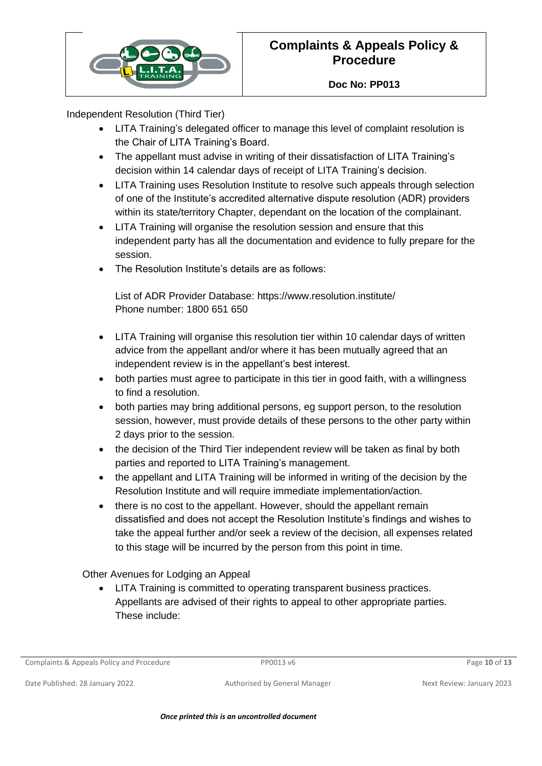Independent Resolution (Third Tier)

- LITA Training's delegated officer to manage this level of complaint resolution is the Chair of LITA Training's Board.
- The appellant must advise in writing of their dissatisfaction of LITA Training's decision within 14 calendar days of receipt of LITA Training's decision.
- LITA Training uses Resolution Institute to resolve such appeals through selection of one of the Institute's accredited alternative dispute resolution (ADR) providers within its state/territory Chapter, dependant on the location of the complainant.
- LITA Training will organise the resolution session and ensure that this independent party has all the documentation and evidence to fully prepare for the session.
- The Resolution Institute's details are as follows:

  List of ADR Provider Database: https://www.resolution.institute/
  Phone number: 1800 651 650

- LITA Training will organise this resolution tier within 10 calendar days of written advice from the appellant and/or where it has been mutually agreed that an independent review is in the appellant's best interest.
- both parties must agree to participate in this tier in good faith, with a willingness to find a resolution.
- both parties may bring additional persons, eg support person, to the resolution session, however, must provide details of these persons to the other party within 2 days prior to the session.
- the decision of the Third Tier independent review will be taken as final by both parties and reported to LITA Training's management.
- the appellant and LITA Training will be informed in writing of the decision by the Resolution Institute and will require immediate implementation/action.
- there is no cost to the appellant. However, should the appellant remain dissatisfied and does not accept the Resolution Institute's findings and wishes to take the appeal further and/or seek a review of the decision, all expenses related to this stage will be incurred by the person from this point in time.

Other Avenues for Lodging an Appeal

- LITA Training is committed to operating transparent business practices. Appellants are advised of their rights to appeal to other appropriate parties. These include: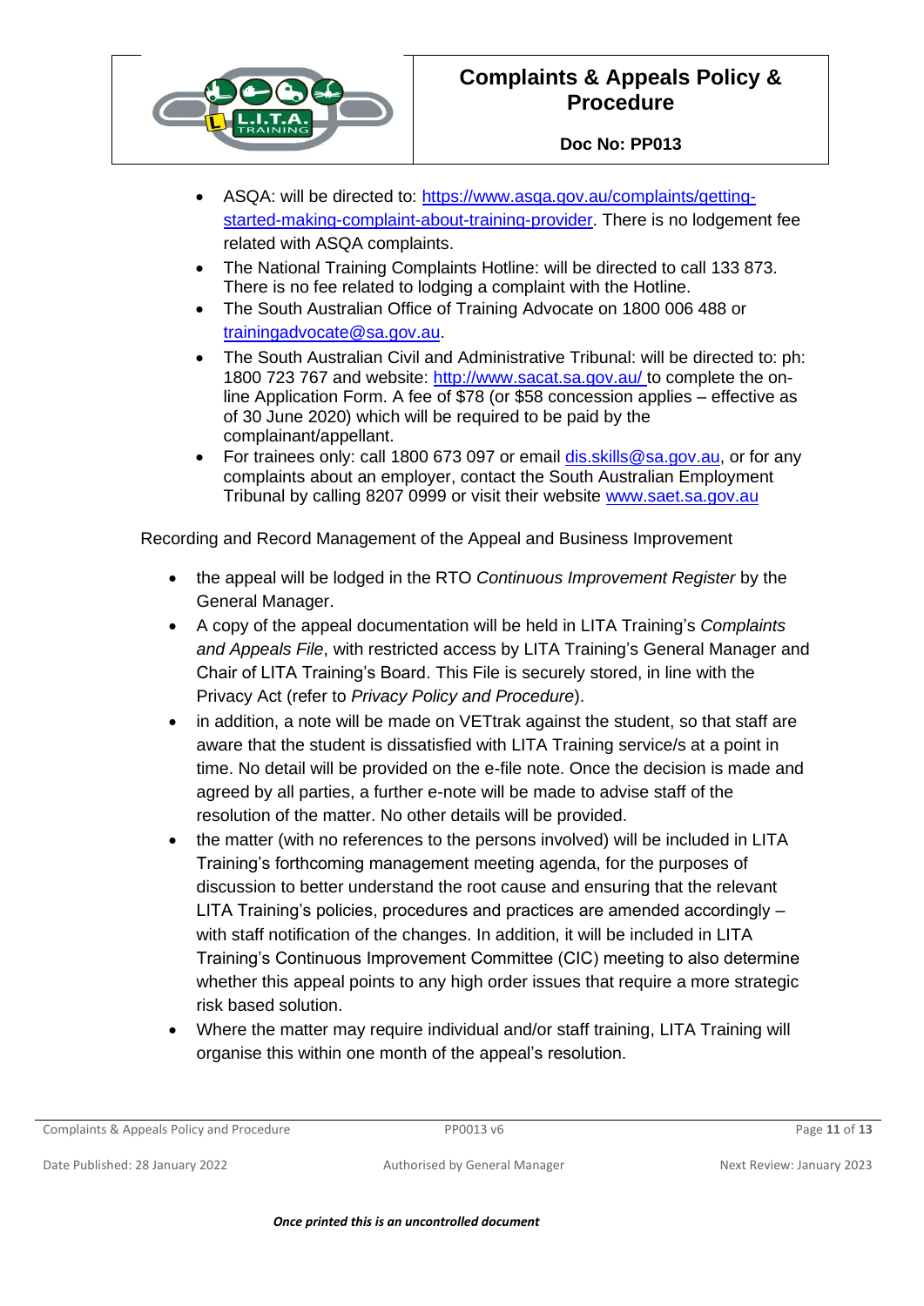- ASQA: will be directed to: [https://www.asqa.gov.au/complaints/getting-started-making-complaint-about-training-provider](https://www.asqa.gov.au/complaints/getting-started-making-complaint-about-training-provider). There is no lodgement fee related with ASQA complaints.
- The National Training Complaints Hotline: will be directed to call 133 873. There is no fee related to lodging a complaint with the Hotline.
- The South Australian Office of Training Advocate on 1800 006 488 or [trainingadvocate@sa.gov.au](mailto:trainingadvocate@sa.gov.au).
- The South Australian Civil and Administrative Tribunal: will be directed to: ph: 1800 723 767 and website: [http://www.sacat.sa.gov.au/](http://www.sacat.sa.gov.au/) to complete the on-line Application Form. A fee of $78 (or $58 concession applies – effective as of 30 June 2020) which will be required to be paid by the complainant/appellant.
- For trainees only: call 1800 673 097 or email [dis.skills@sa.gov.au](mailto:dis.skills@sa.gov.au), or for any complaints about an employer, contact the South Australian Employment Tribunal by calling 8207 0999 or visit their website [www.saet.sa.gov.au](http://www.saet.sa.gov.au)

Recording and Record Management of the Appeal and Business Improvement

- the appeal will be lodged in the RTO *Continuous Improvement Register* by the General Manager.
- A copy of the appeal documentation will be held in LITA Training's *Complaints and Appeals File*, with restricted access by LITA Training's General Manager and Chair of LITA Training's Board. This File is securely stored, in line with the Privacy Act (refer to *Privacy Policy and Procedure*).
- in addition, a note will be made on VETtrak against the student, so that staff are aware that the student is dissatisfied with LITA Training service/s at a point in time. No detail will be provided on the e-file note. Once the decision is made and agreed by all parties, a further e-note will be made to advise staff of the resolution of the matter. No other details will be provided.
- the matter (with no references to the persons involved) will be included in LITA Training's forthcoming management meeting agenda, for the purposes of discussion to better understand the root cause and ensuring that the relevant LITA Training's policies, procedures and practices are amended accordingly – with staff notification of the changes. In addition, it will be included in LITA Training's Continuous Improvement Committee (CIC) meeting to also determine whether this appeal points to any high order issues that require a more strategic risk based solution.
- Where the matter may require individual and/or staff training, LITA Training will organise this within one month of the appeal's resolution.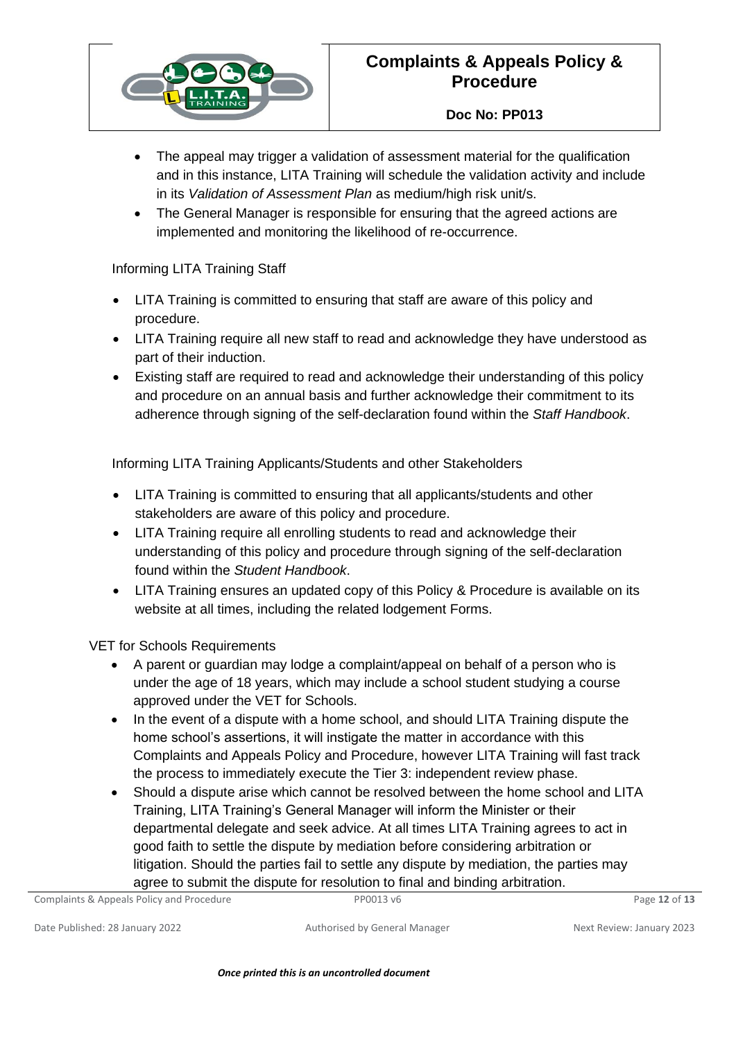- The appeal may trigger a validation of assessment material for the qualification and in this instance, LITA Training will schedule the validation activity and include in its *Validation of Assessment Plan* as medium/high risk unit/s.
- The General Manager is responsible for ensuring that the agreed actions are implemented and monitoring the likelihood of re-occurrence.

Informing LITA Training Staff

- LITA Training is committed to ensuring that staff are aware of this policy and procedure.
- LITA Training require all new staff to read and acknowledge they have understood as part of their induction.
- Existing staff are required to read and acknowledge their understanding of this policy and procedure on an annual basis and further acknowledge their commitment to its adherence through signing of the self-declaration found within the *Staff Handbook*.

Informing LITA Training Applicants/Students and other Stakeholders

- LITA Training is committed to ensuring that all applicants/students and other stakeholders are aware of this policy and procedure.
- LITA Training require all enrolling students to read and acknowledge their understanding of this policy and procedure through signing of the self-declaration found within the *Student Handbook*.
- LITA Training ensures an updated copy of this Policy & Procedure is available on its website at all times, including the related lodgement Forms.

VET for Schools Requirements

- A parent or guardian may lodge a complaint/appeal on behalf of a person who is under the age of 18 years, which may include a school student studying a course approved under the VET for Schools.
- In the event of a dispute with a home school, and should LITA Training dispute the home school's assertions, it will instigate the matter in accordance with this Complaints and Appeals Policy and Procedure, however LITA Training will fast track the process to immediately execute the Tier 3: independent review phase.
- Should a dispute arise which cannot be resolved between the home school and LITA Training, LITA Training's General Manager will inform the Minister or their departmental delegate and seek advice. At all times LITA Training agrees to act in good faith to settle the dispute by mediation before considering arbitration or litigation. Should the parties fail to settle any dispute by mediation, the parties may agree to submit the dispute for resolution to final and binding arbitration.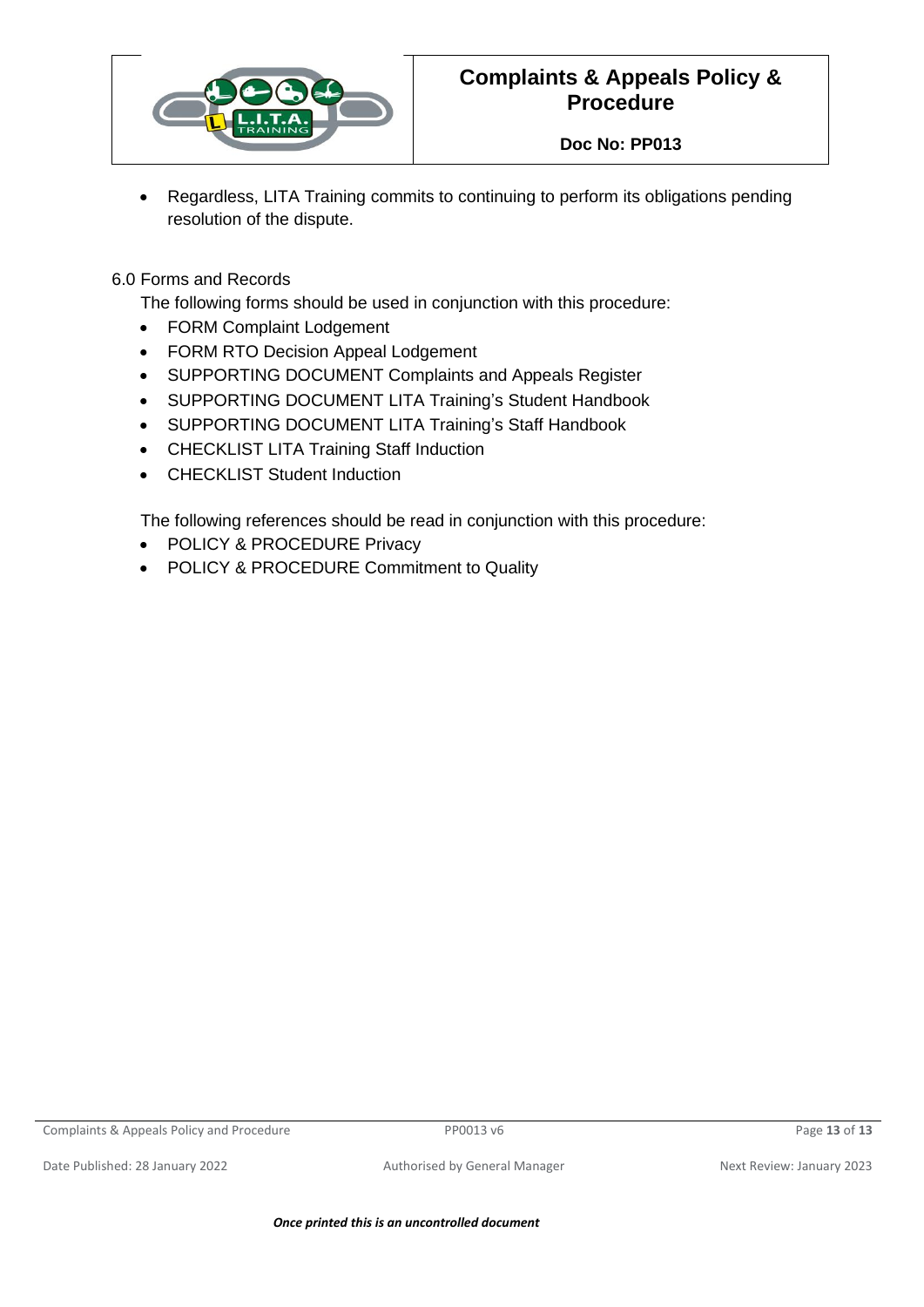- Regardless, LITA Training commits to continuing to perform its obligations pending resolution of the dispute.

## 6.0 Forms and Records

The following forms should be used in conjunction with this procedure:

- FORM Complaint Lodgement
- FORM RTO Decision Appeal Lodgement
- SUPPORTING DOCUMENT Complaints and Appeals Register
- SUPPORTING DOCUMENT LITA Training's Student Handbook
- SUPPORTING DOCUMENT LITA Training's Staff Handbook
- CHECKLIST LITA Training Staff Induction
- CHECKLIST Student Induction

The following references should be read in conjunction with this procedure:

- POLICY & PROCEDURE Privacy
- POLICY & PROCEDURE Commitment to Quality